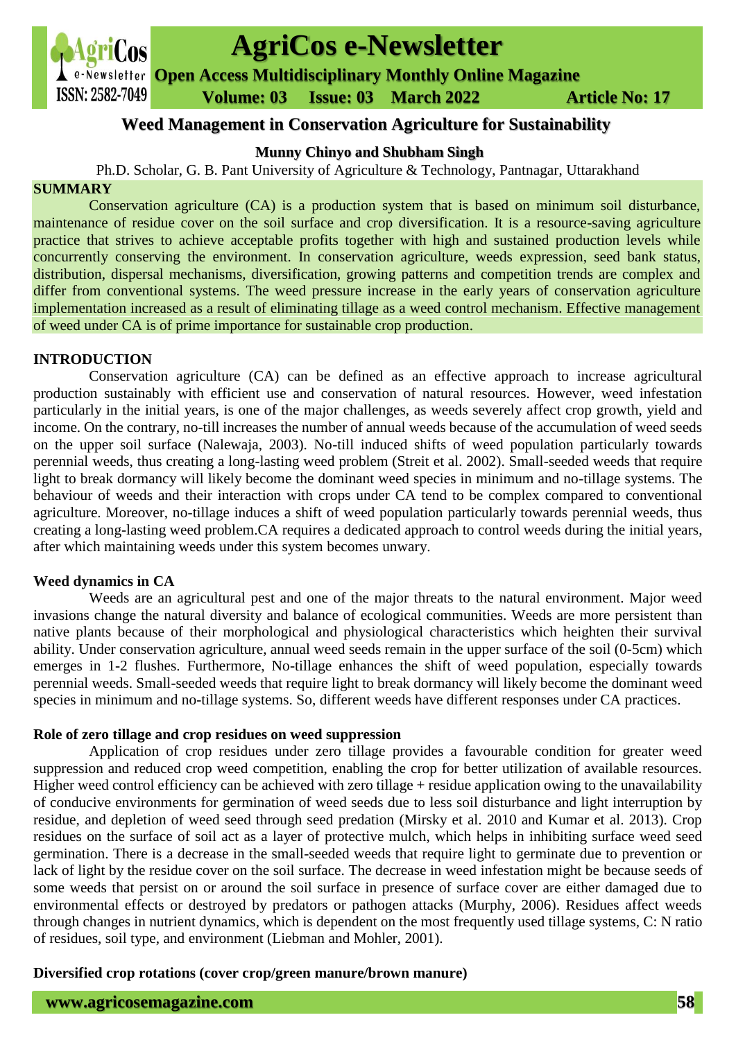# Weed Management in Conservation Agriculture for Sustainability

**Munny Chinyo and Shubham Singh**

Ph.D. Scholar, G. B. Pant University of Agriculture & Technology, Pantnagar, Uttarakhand

## SUMMARY

Conservation agriculture (CA) is a production system that is based on minimum soil disturbance, maintenance of residue cover on the soil surface and crop diversification. It is a resource-saving agriculture practice that strives to achieve acceptable profits together with high and sustained production levels while concurrently conserving the environment. In conservation agriculture, weeds expression, seed bank status, distribution, dispersal mechanisms, diversification, growing patterns and competition trends are complex and differ from conventional systems. The weed pressure increase in the early years of conservation agriculture implementation increased as a result of eliminating tillage as a weed control mechanism. Effective management of weed under CA is of prime importance for sustainable crop production.

## INTRODUCTION

Conservation agriculture (CA) can be defined as an effective approach to increase agricultural production sustainably with efficient use and conservation of natural resources. However, weed infestation particularly in the initial years, is one of the major challenges, as weeds severely affect crop growth, yield and income. On the contrary, no-till increases the number of annual weeds because of the accumulation of weed seeds on the upper soil surface (Nalewaja, 2003). No-till induced shifts of weed population particularly towards perennial weeds, thus creating a long-lasting weed problem (Streit et al. 2002). Small-seeded weeds that require light to break dormancy will likely become the dominant weed species in minimum and no-tillage systems. The behaviour of weeds and their interaction with crops under CA tend to be complex compared to conventional agriculture. Moreover, no-tillage induces a shift of weed population particularly towards perennial weeds, thus creating a long-lasting weed problem.CA requires a dedicated approach to control weeds during the initial years, after which maintaining weeds under this system becomes unwary.

### Weed dynamics in CA

Weeds are an agricultural pest and one of the major threats to the natural environment. Major weed invasions change the natural diversity and balance of ecological communities. Weeds are more persistent than native plants because of their morphological and physiological characteristics which heighten their survival ability. Under conservation agriculture, annual weed seeds remain in the upper surface of the soil (0-5cm) which emerges in 1-2 flushes. Furthermore, No-tillage enhances the shift of weed population, especially towards perennial weeds. Small-seeded weeds that require light to break dormancy will likely become the dominant weed species in minimum and no-tillage systems. So, different weeds have different responses under CA practices.

### Role of zero tillage and crop residues on weed suppression

Application of crop residues under zero tillage provides a favourable condition for greater weed suppression and reduced crop weed competition, enabling the crop for better utilization of available resources. Higher weed control efficiency can be achieved with zero tillage + residue application owing to the unavailability of conducive environments for germination of weed seeds due to less soil disturbance and light interruption by residue, and depletion of weed seed through seed predation (Mirsky et al. 2010 and Kumar et al. 2013). Crop residues on the surface of soil act as a layer of protective mulch, which helps in inhibiting surface weed seed germination. There is a decrease in the small-seeded weeds that require light to germinate due to prevention or lack of light by the residue cover on the soil surface. The decrease in weed infestation might be because seeds of some weeds that persist on or around the soil surface in presence of surface cover are either damaged due to environmental effects or destroyed by predators or pathogen attacks (Murphy, 2006). Residues affect weeds through changes in nutrient dynamics, which is dependent on the most frequently used tillage systems, C: N ratio of residues, soil type, and environment (Liebman and Mohler, 2001).

### Diversified crop rotations (cover crop/green manure/brown manure)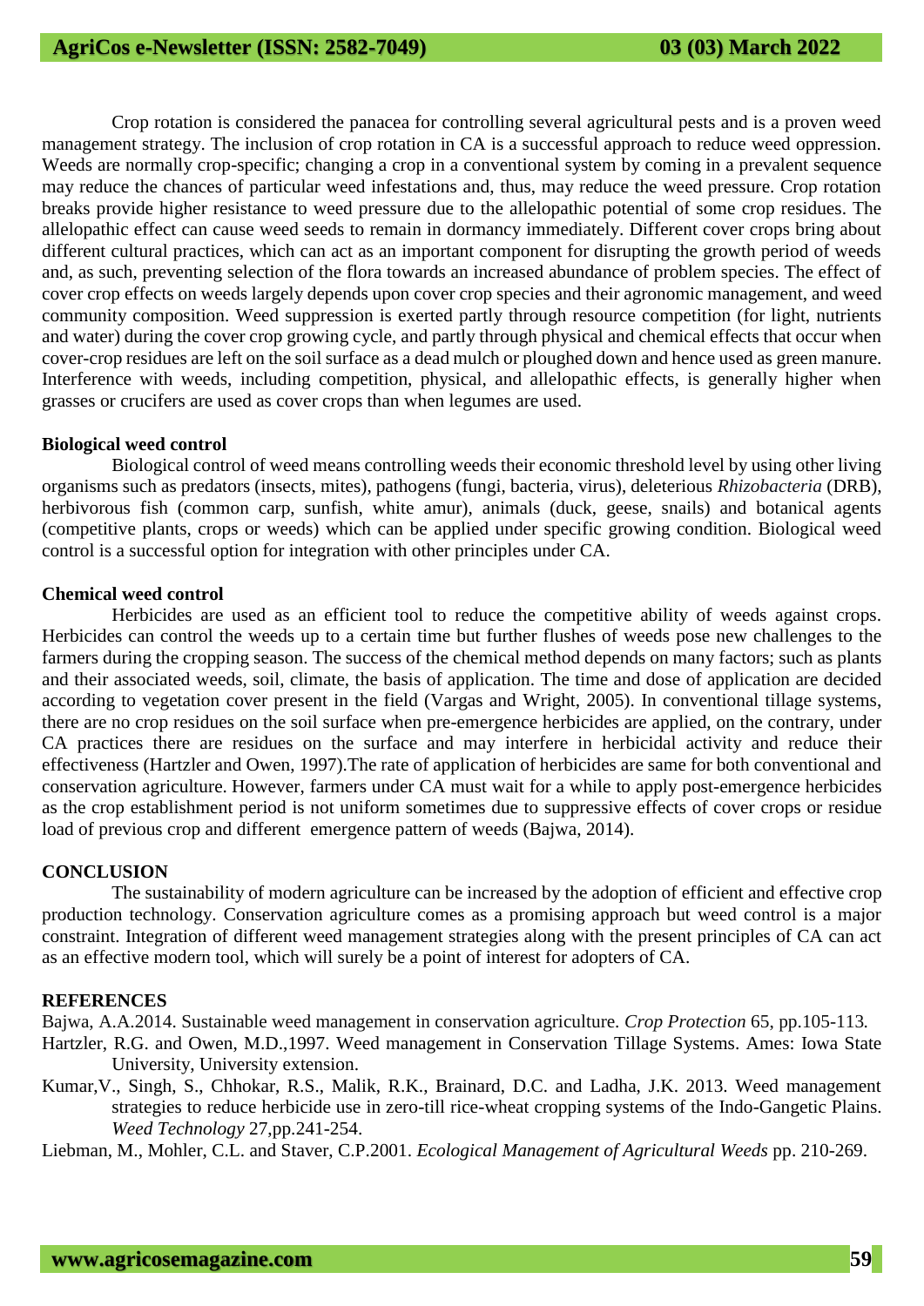Crop rotation is considered the panacea for controlling several agricultural pests and is a proven weed management strategy. The inclusion of crop rotation in CA is a successful approach to reduce weed oppression. Weeds are normally crop-specific; changing a crop in a conventional system by coming in a prevalent sequence may reduce the chances of particular weed infestations and, thus, may reduce the weed pressure. Crop rotation breaks provide higher resistance to weed pressure due to the allelopathic potential of some crop residues. The allelopathic effect can cause weed seeds to remain in dormancy immediately. Different cover crops bring about different cultural practices, which can act as an important component for disrupting the growth period of weeds and, as such, preventing selection of the flora towards an increased abundance of problem species. The effect of cover crop effects on weeds largely depends upon cover crop species and their agronomic management, and weed community composition. Weed suppression is exerted partly through resource competition (for light, nutrients and water) during the cover crop growing cycle, and partly through physical and chemical effects that occur when cover-crop residues are left on the soil surface as a dead mulch or ploughed down and hence used as green manure. Interference with weeds, including competition, physical, and allelopathic effects, is generally higher when grasses or crucifers are used as cover crops than when legumes are used.

**Biological weed control**

Biological control of weed means controlling weeds their economic threshold level by using other living organisms such as predators (insects, mites), pathogens (fungi, bacteria, virus), deleterious *Rhizobacteria* (DRB), herbivorous fish (common carp, sunfish, white amur), animals (duck, geese, snails) and botanical agents (competitive plants, crops or weeds) which can be applied under specific growing condition. Biological weed control is a successful option for integration with other principles under CA.

**Chemical weed control**

Herbicides are used as an efficient tool to reduce the competitive ability of weeds against crops. Herbicides can control the weeds up to a certain time but further flushes of weeds pose new challenges to the farmers during the cropping season. The success of the chemical method depends on many factors; such as plants and their associated weeds, soil, climate, the basis of application. The time and dose of application are decided according to vegetation cover present in the field (Vargas and Wright, 2005). In conventional tillage systems, there are no crop residues on the soil surface when pre-emergence herbicides are applied, on the contrary, under CA practices there are residues on the surface and may interfere in herbicidal activity and reduce their effectiveness (Hartzler and Owen, 1997).The rate of application of herbicides are same for both conventional and conservation agriculture. However, farmers under CA must wait for a while to apply post-emergence herbicides as the crop establishment period is not uniform sometimes due to suppressive effects of cover crops or residue load of previous crop and different emergence pattern of weeds (Bajwa, 2014).

**CONCLUSION**

The sustainability of modern agriculture can be increased by the adoption of efficient and effective crop production technology. Conservation agriculture comes as a promising approach but weed control is a major constraint. Integration of different weed management strategies along with the present principles of CA can act as an effective modern tool, which will surely be a point of interest for adopters of CA.

**REFERENCES**

Bajwa, A.A.2014. Sustainable weed management in conservation agriculture. *Crop Protection* 65, pp.105-113.

Hartzler, R.G. and Owen, M.D.,1997. Weed management in Conservation Tillage Systems. Ames: Iowa State University, University extension.

Kumar,V., Singh, S., Chhokar, R.S., Malik, R.K., Brainard, D.C. and Ladha, J.K. 2013. Weed management strategies to reduce herbicide use in zero-till rice-wheat cropping systems of the Indo-Gangetic Plains. *Weed Technology* 27,pp.241-254.

Liebman, M., Mohler, C.L. and Staver, C.P.2001. *Ecological Management of Agricultural Weeds* pp. 210-269.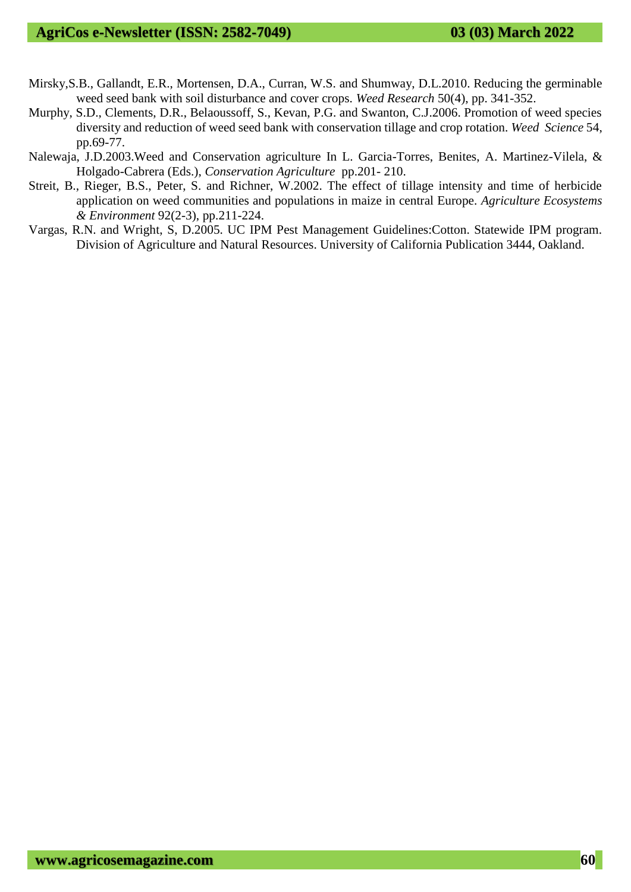Mirsky,S.B., Gallandt, E.R., Mortensen, D.A., Curran, W.S. and Shumway, D.L.2010. Reducing the germinable weed seed bank with soil disturbance and cover crops. *Weed Research* 50(4), pp. 341-352.

Murphy, S.D., Clements, D.R., Belaoussoff, S., Kevan, P.G. and Swanton, C.J.2006. Promotion of weed species diversity and reduction of weed seed bank with conservation tillage and crop rotation. *Weed Science* 54, pp.69-77.

Nalewaja, J.D.2003.Weed and Conservation agriculture In L. Garcia-Torres, Benites, A. Martinez-Vilela, & Holgado-Cabrera (Eds.), *Conservation Agriculture* pp.201- 210.

Streit, B., Rieger, B.S., Peter, S. and Richner, W.2002. The effect of tillage intensity and time of herbicide application on weed communities and populations in maize in central Europe. *Agriculture Ecosystems & Environment* 92(2-3), pp.211-224.

Vargas, R.N. and Wright, S, D.2005. UC IPM Pest Management Guidelines:Cotton. Statewide IPM program. Division of Agriculture and Natural Resources. University of California Publication 3444, Oakland.